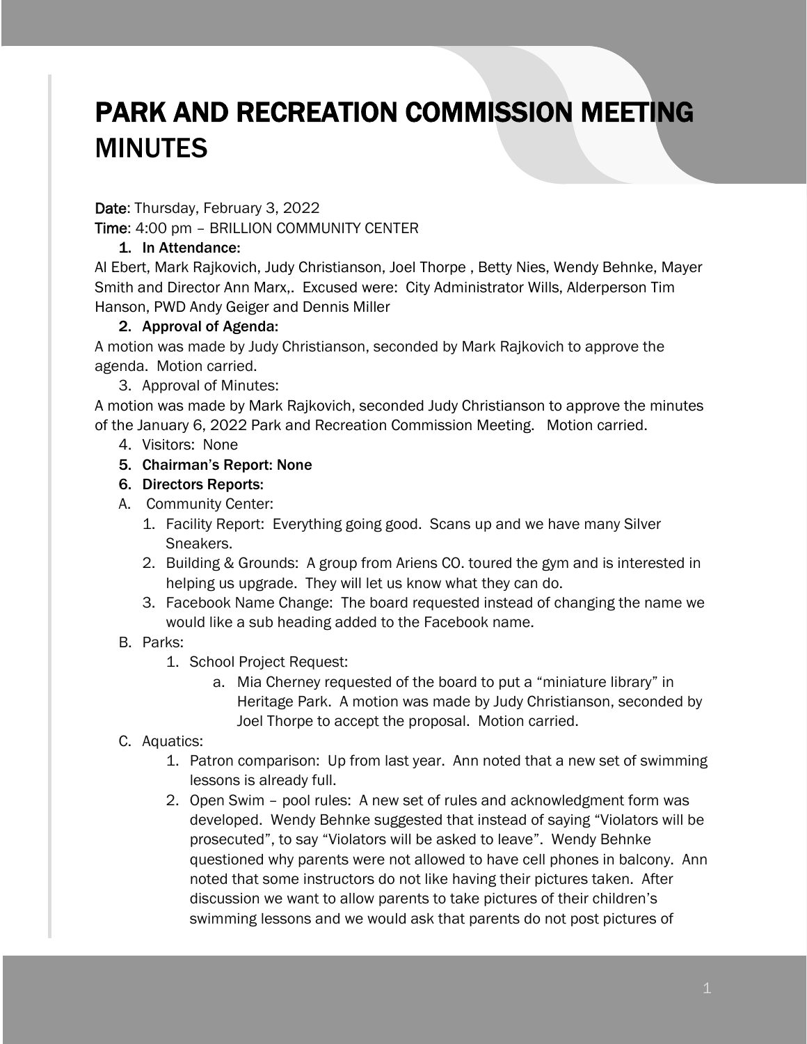# PARK AND RECREATION COMMISSION MEETING MINUTES

**Date**: Thursday, February 3, 2022

**Time**: 4:00 pm – BRILLION COMMUNITY CENTER

1. **In Attendance:**

Al Ebert, Mark Rajkovich, Judy Christianson, Joel Thorpe , Betty Nies, Wendy Behnke, Mayer Smith and Director Ann Marx,. Excused were: City Administrator Wills, Alderperson Tim Hanson, PWD Andy Geiger and Dennis Miller

2. **Approval of Agenda:**

A motion was made by Judy Christianson, seconded by Mark Rajkovich to approve the agenda. Motion carried.

3. Approval of Minutes:

A motion was made by Mark Rajkovich, seconded Judy Christianson to approve the minutes of the January 6, 2022 Park and Recreation Commission Meeting. Motion carried.

4. Visitors: None
5. **Chairman's Report: None**
6. **Directors Reports:**

A. Community Center:
   1. Facility Report: Everything going good. Scans up and we have many Silver Sneakers.
   2. Building & Grounds: A group from Ariens CO. toured the gym and is interested in helping us upgrade. They will let us know what they can do.
   3. Facebook Name Change: The board requested instead of changing the name we would like a sub heading added to the Facebook name.

B. Parks:
   1. School Project Request:
      a. Mia Cherney requested of the board to put a "miniature library" in Heritage Park. A motion was made by Judy Christianson, seconded by Joel Thorpe to accept the proposal. Motion carried.

C. Aquatics:
   1. Patron comparison: Up from last year. Ann noted that a new set of swimming lessons is already full.
   2. Open Swim – pool rules: A new set of rules and acknowledgment form was developed. Wendy Behnke suggested that instead of saying "Violators will be prosecuted", to say "Violators will be asked to leave". Wendy Behnke questioned why parents were not allowed to have cell phones in balcony. Ann noted that some instructors do not like having their pictures taken. After discussion we want to allow parents to take pictures of their children's swimming lessons and we would ask that parents do not post pictures of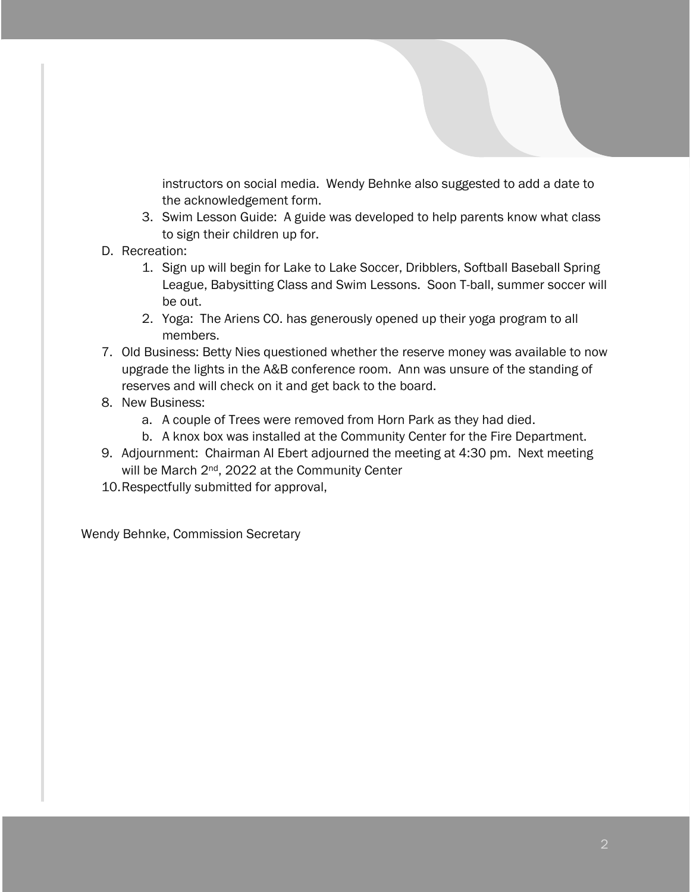instructors on social media. Wendy Behnke also suggested to add a date to the acknowledgement form.

3. Swim Lesson Guide: A guide was developed to help parents know what class to sign their children up for.

D. Recreation:
   1. Sign up will begin for Lake to Lake Soccer, Dribblers, Softball Baseball Spring League, Babysitting Class and Swim Lessons. Soon T-ball, summer soccer will be out.
   2. Yoga: The Ariens CO. has generously opened up their yoga program to all members.

7. Old Business: Betty Nies questioned whether the reserve money was available to now upgrade the lights in the A&B conference room. Ann was unsure of the standing of reserves and will check on it and get back to the board.
8. New Business:
   a. A couple of Trees were removed from Horn Park as they had died.
   b. A knox box was installed at the Community Center for the Fire Department.
9. Adjournment: Chairman Al Ebert adjourned the meeting at 4:30 pm. Next meeting will be March 2nd, 2022 at the Community Center
10. Respectfully submitted for approval,

Wendy Behnke, Commission Secretary